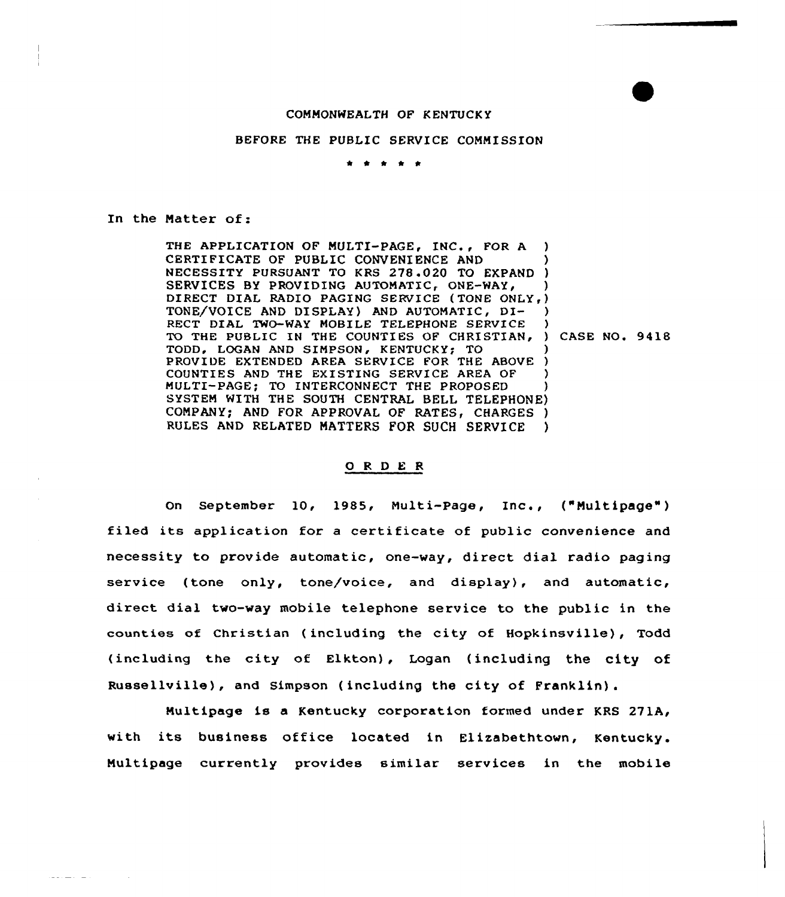COMMONWEALTH OF KENTUCKY

BEFORE THE PUBLIC SERVICE COMMISSION

\* \* \* \* \*

In the Matter of:

| | |
|---|---|
| THE APPLICATION OF MULTI-PAGE, INC., FOR A CERTIFICATE OF PUBLIC CONVENIENCE AND NECESSITY PURSUANT TO KRS 278.020 TO EXPAND SERVICES BY PROVIDING AUTOMATIC, ONE-WAY, DIRECT DIAL RADIO PAGING SERVICE (TONE ONLY, TONE/VOICE AND DISPLAY) AND AUTOMATIC, DIRECT DIAL TWO-WAY MOBILE TELEPHONE SERVICE TO THE PUBLIC IN THE COUNTIES OF CHRISTIAN, TODD, LOGAN AND SIMPSON, KENTUCKY; TO PROVIDE EXTENDED AREA SERVICE FOR THE ABOVE COUNTIES AND THE EXISTING SERVICE AREA OF MULTI-PAGE; TO INTERCONNECT THE PROPOSED SYSTEM WITH THE SOUTH CENTRAL BELL TELEPHONE COMPANY; AND FOR APPROVAL OF RATES, CHARGES RULES AND RELATED MATTERS FOR SUCH SERVICE | CASE NO. 9418 |

## O R D E R

On September 10, 1985, Multi-Page, Inc., ("Multipage") filed its application for a certificate of public convenience and necessity to provide automatic, one-way, direct dial radio paging service (tone only, tone/voice, and display), and automatic, direct dial two-way mobile telephone service to the public in the counties of Christian (including the city of Hopkinsville), Todd (including the city of Elkton), Logan (including the city of Russellville), and Simpson (including the city of Franklin).

Multipage is a Kentucky corporation formed under KRS 271A, with its business office located in Elizabethtown, Kentucky. Multipage currently provides similar services in the mobile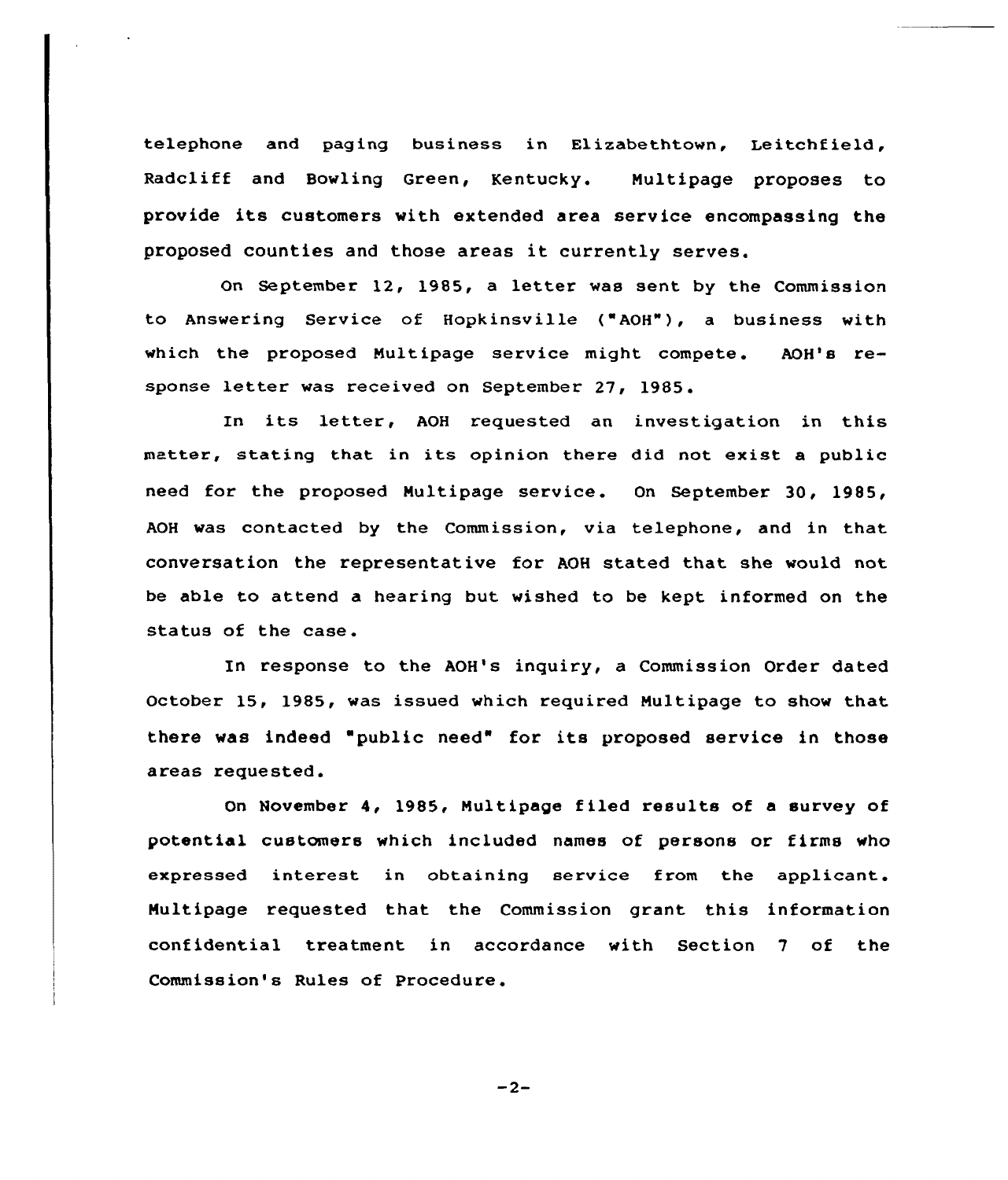telephone and paging business in Elizabethtown, Leitchfield, Radcliff and Bowling Green, Kentucky. Multipage proposes to provide its customers with extended area service encompassing the proposed counties and those areas it currently serves.

On September 12, 1985, a letter was sent by the Commission to Answering Service of Hopkinsville ("AOH"), a business with which the proposed Multipage service might compete. AOH's response letter was received on September 27, 1985.

In its letter, AOH requested an investigation in this matter, stating that in its opinion there did not exist a public need for the proposed Multipage service. On September 30, 1985, AOH was contacted by the Commission, via telephone, and in that conversation the representative for AOH stated that she would not be able to attend a hearing but wished to be kept informed on the status of the case.

In response to the AOH's inquiry, a Commission Order dated October 15, 1985, was issued which required Multipage to show that there was indeed "public need" for its proposed service in those areas requested.

On November 4, 1985, Multipage filed results of a survey of potential customers which included names of persons or firms who expressed interest in obtaining service from the applicant. Multipage requested that the Commission grant this information confidential treatment in accordance with Section 7 of the Commission's Rules of Procedure.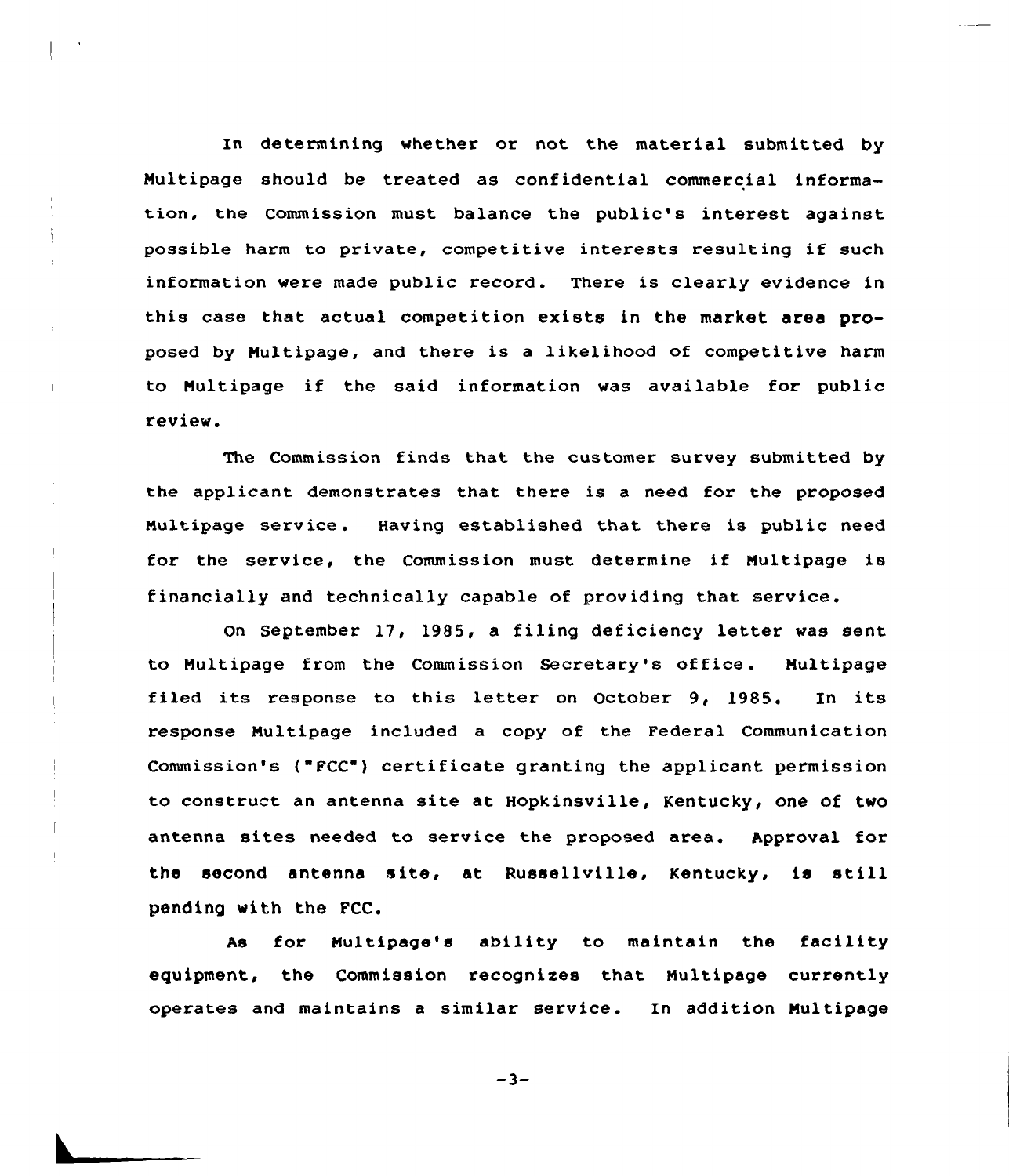In determining whether or not the material submitted by Multipage should be treated as confidential commercial information, the Commission must balance the public's interest against possible harm to private, competitive interests resulting if such information were made public record. There is clearly evidence in this case that actual competition exists in the market area proposed by Multipage, and there is a likelihood of competitive harm to Multipage if the said information was available for public review.

The Commission finds that the customer survey submitted by the applicant demonstrates that there is a need for the proposed Multipage service. Having established that there is public need for the service, the Commission must determine if Multipage is financially and technically capable of providing that service.

On September 17, 1985, a filing deficiency letter was sent to Multipage from the Commission Secretary's office. Multipage filed its response to this letter on October 9, 1985. In its response Multipage included a copy of the Federal Communication Commission's ("FCC") certificate granting the applicant permission to construct an antenna site at Hopkinsville, Kentucky, one of two antenna sites needed to service the proposed area. Approval for the second antenna site, at Russellville, Kentucky, is still pending with the FCC.

As for Multipage's ability to maintain the facility equipment, the Commission recognizes that Multipage currently operates and maintains a similar service. In addition Multipage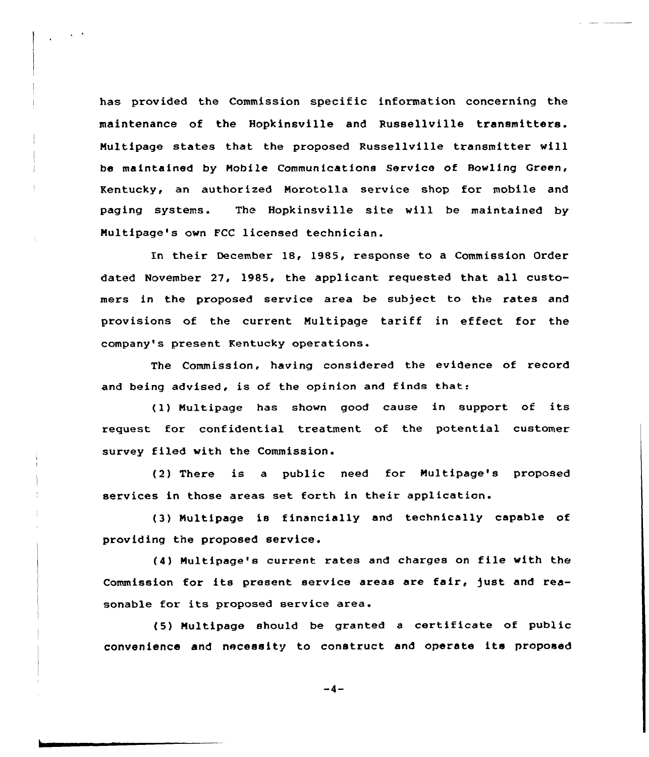has provided the Commission specific information concerning the maintenance of the Hopkinsville and Russellville transmitters. Multipage states that the proposed Russellville transmitter will be maintained by Mobile Communications Service of Bowling Green, Kentucky, an authorized Morotolla service shop for mobile and paging systems. The Hopkinsville site will be maintained by Multipage's own FCC licensed technician.

In their December 18, 1985, response to a Commission Order dated November 27, 1985, the applicant requested that all customers in the proposed service area be subject to the rates and provisions of the current Multipage tariff in effect for the company's present Kentucky operations.

The Commission, having considered the evidence of record and being advised, is of the opinion and finds that:

(1) Multipage has shown good cause in support of its request for confidential treatment of the potential customer survey filed with the Commission.

(2) There is a public need for Multipage's proposed services in those areas set forth in their application.

(3) Multipage is financially and technically capable of providing the proposed service.

(4) Multipage's current rates and charges on file with the Commission for its present service areas are fair, just and reasonable for its proposed service area.

(5) Multipage should be granted a certificate of public convenience and necessity to construct and operate its proposed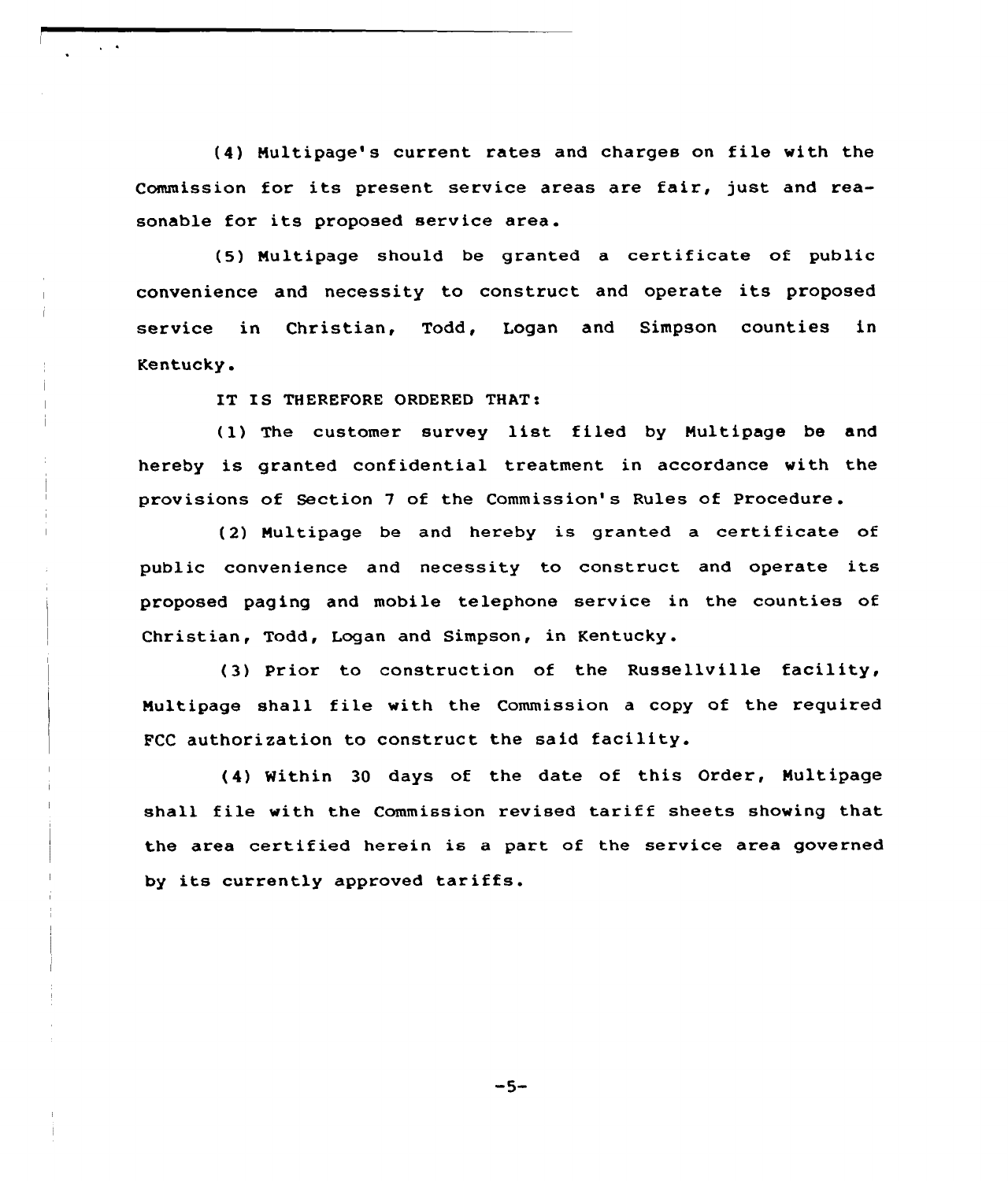(4) Multipage's current rates and charges on file with the Commission for its present service areas are fair, just and reasonable for its proposed service area.

(5) Multipage should be granted a certificate of public convenience and necessity to construct and operate its proposed service in Christian, Todd, Logan and Simpson counties in Kentucky.

IT IS THEREFORE ORDERED THAT:

(1) The customer survey list filed by Multipage be and hereby is granted confidential treatment in accordance with the provisions of Section 7 of the Commission's Rules of Procedure.

(2) Multipage be and hereby is granted a certificate of public convenience and necessity to construct and operate its proposed paging and mobile telephone service in the counties of Christian, Todd, Logan and Simpson, in Kentucky.

(3) Prior to construction of the Russellville facility, Multipage shall file with the Commission a copy of the required FCC authorization to construct the said facility.

(4) Within 30 days of the date of this Order, Multipage shall file with the Commission revised tariff sheets showing that the area certified herein is a part of the service area governed by its currently approved tariffs.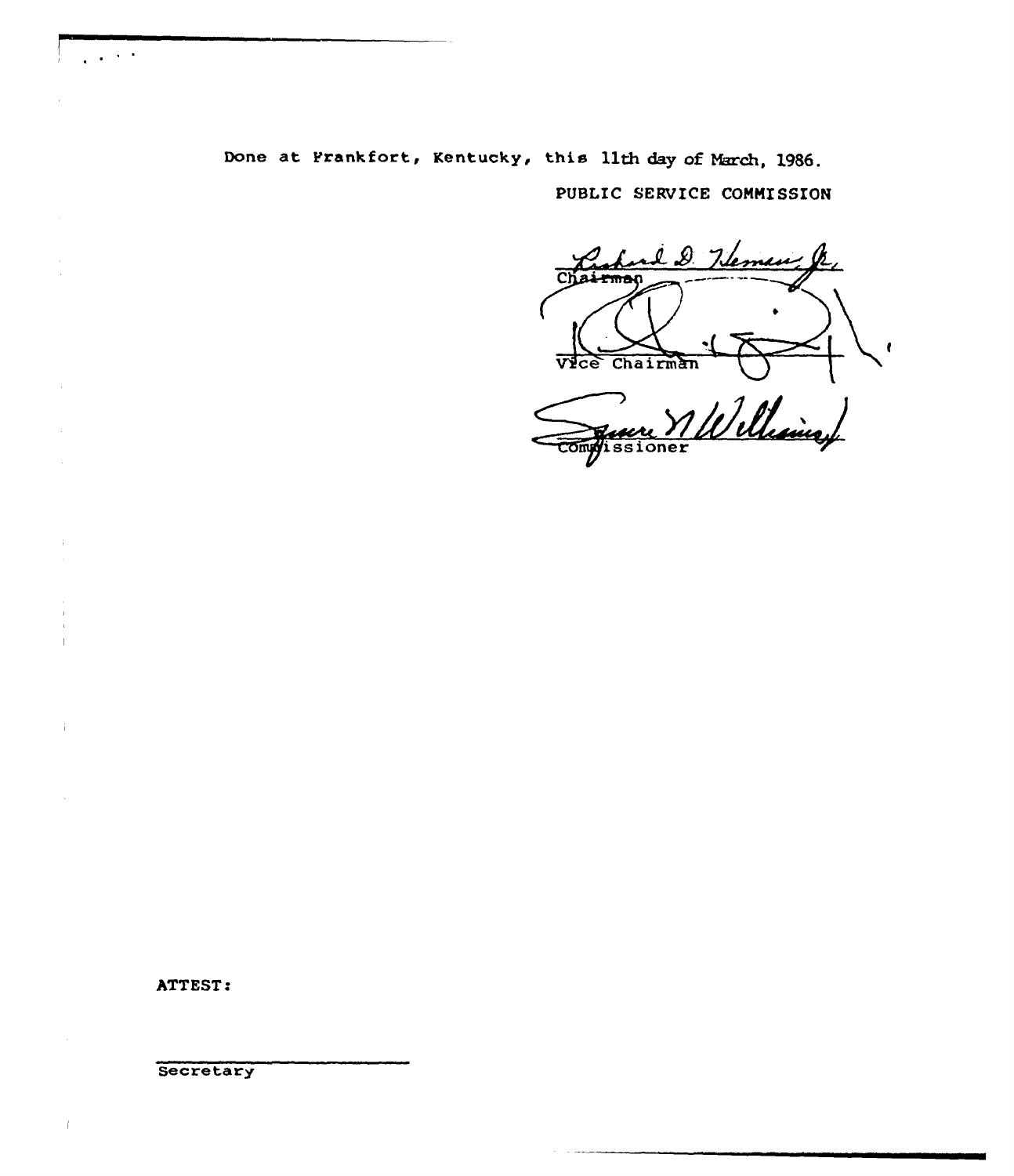Done at Frankfort, Kentucky, this 11th day of March, 1986.

PUBLIC SERVICE COMMISSION

Chairman

Vice Chairman

Commissioner

ATTEST:

Secretary